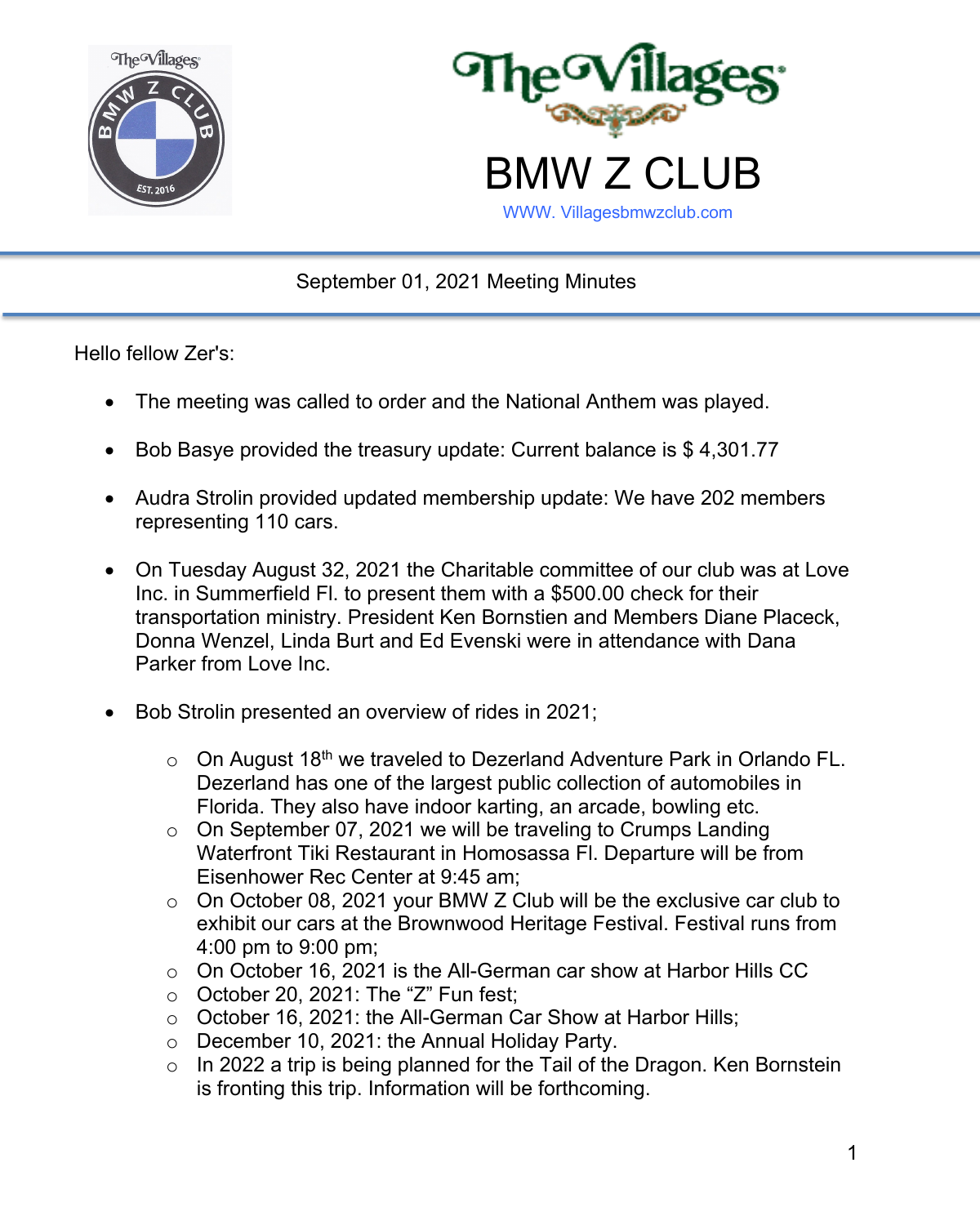# The Villages BMW Z CLUB

WWW. Villagesbmwzclub.com

---

September 01, 2021 Meeting Minutes

---

Hello fellow Zer's:

- The meeting was called to order and the National Anthem was played.
- Bob Basye provided the treasury update: Current balance is $ 4,301.77
- Audra Strolin provided updated membership update: We have 202 members representing 110 cars.
- On Tuesday August 32, 2021 the Charitable committee of our club was at Love Inc. in Summerfield Fl. to present them with a $500.00 check for their transportation ministry. President Ken Bornstien and Members Diane Placeck, Donna Wenzel, Linda Burt and Ed Evenski were in attendance with Dana Parker from Love Inc.
- Bob Strolin presented an overview of rides in 2021;
  - On August 18th we traveled to Dezerland Adventure Park in Orlando FL. Dezerland has one of the largest public collection of automobiles in Florida. They also have indoor karting, an arcade, bowling etc.
  - On September 07, 2021 we will be traveling to Crumps Landing Waterfront Tiki Restaurant in Homosassa Fl. Departure will be from Eisenhower Rec Center at 9:45 am;
  - On October 08, 2021 your BMW Z Club will be the exclusive car club to exhibit our cars at the Brownwood Heritage Festival. Festival runs from 4:00 pm to 9:00 pm;
  - On October 16, 2021 is the All-German car show at Harbor Hills CC
  - October 20, 2021: The “Z” Fun fest;
  - October 16, 2021: the All-German Car Show at Harbor Hills;
  - December 10, 2021: the Annual Holiday Party.
  - In 2022 a trip is being planned for the Tail of the Dragon. Ken Bornstein is fronting this trip. Information will be forthcoming.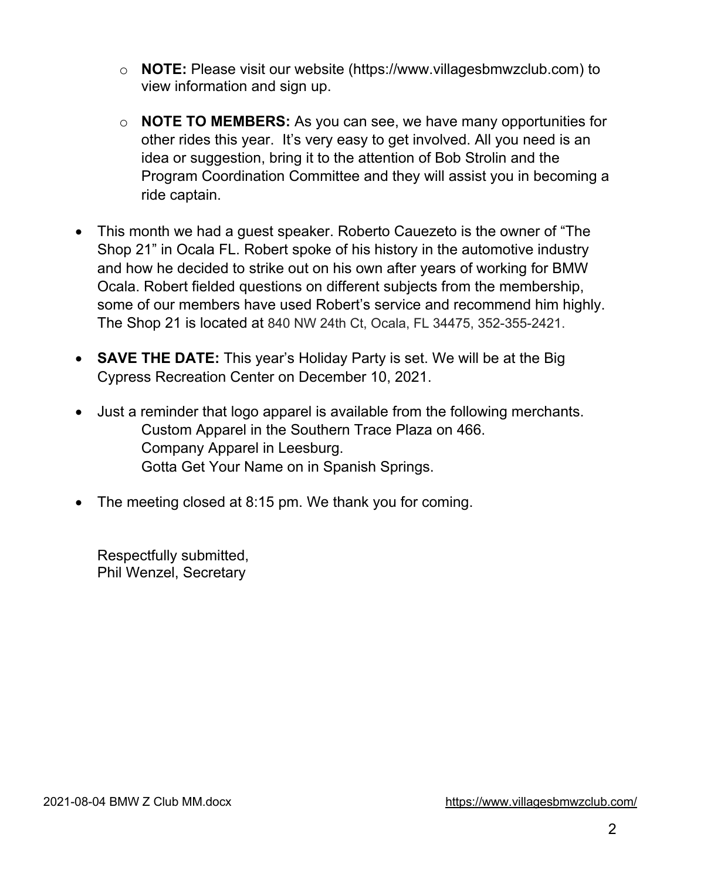- **NOTE:** Please visit our website (https://www.villagesbmwzclub.com) to view information and sign up.

- **NOTE TO MEMBERS:** As you can see, we have many opportunities for other rides this year. It's very easy to get involved. All you need is an idea or suggestion, bring it to the attention of Bob Strolin and the Program Coordination Committee and they will assist you in becoming a ride captain.

- This month we had a guest speaker. Roberto Cauezeto is the owner of "The Shop 21" in Ocala FL. Robert spoke of his history in the automotive industry and how he decided to strike out on his own after years of working for BMW Ocala. Robert fielded questions on different subjects from the membership, some of our members have used Robert's service and recommend him highly. The Shop 21 is located at 840 NW 24th Ct, Ocala, FL 34475, 352-355-2421.

- **SAVE THE DATE:** This year's Holiday Party is set. We will be at the Big Cypress Recreation Center on December 10, 2021.

- Just a reminder that logo apparel is available from the following merchants.
  Custom Apparel in the Southern Trace Plaza on 466.
  Company Apparel in Leesburg.
  Gotta Get Your Name on in Spanish Springs.

- The meeting closed at 8:15 pm. We thank you for coming.

Respectfully submitted,
Phil Wenzel, Secretary